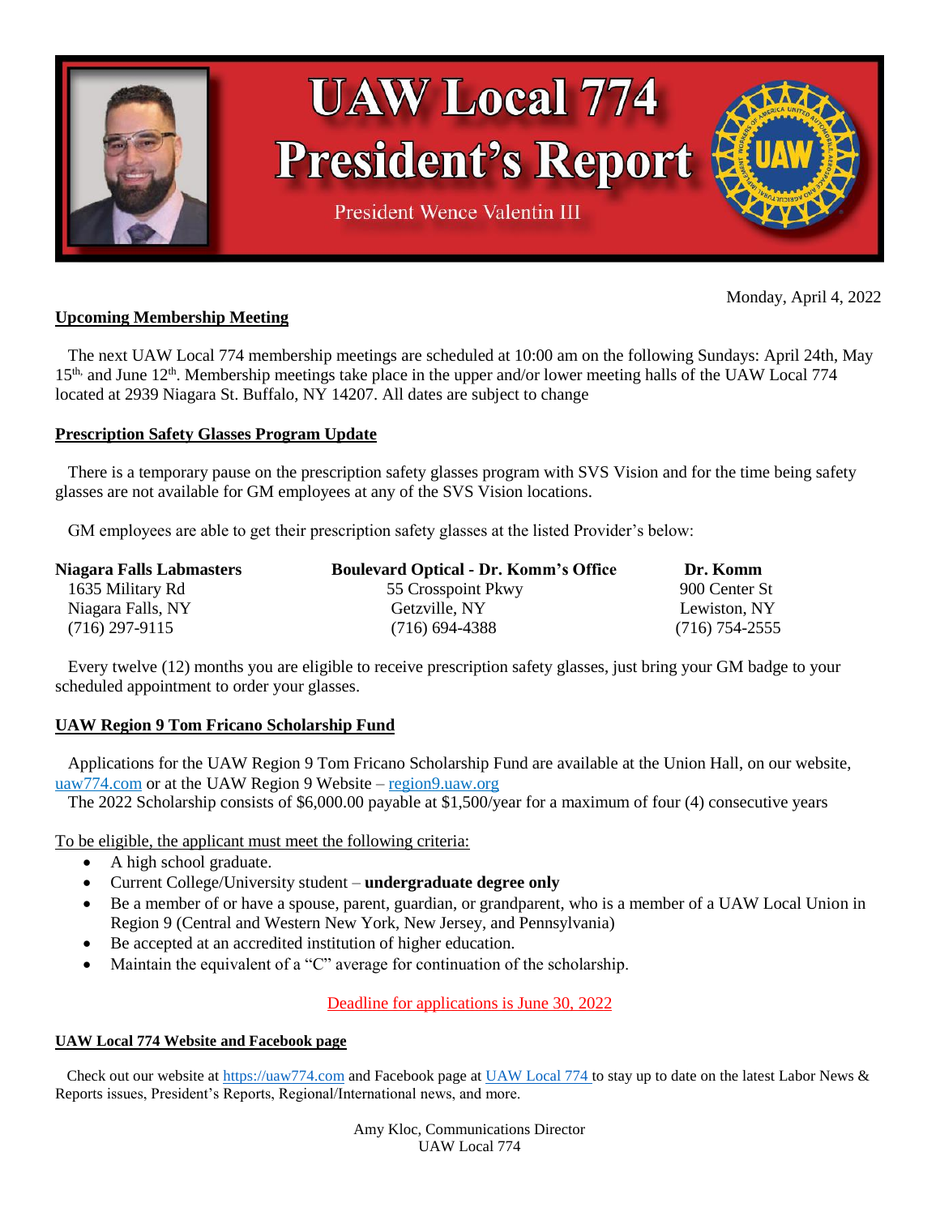# UAW Local 774 President's Report

President Wence Valentin III

Monday, April 4, 2022

## Upcoming Membership Meeting

The next UAW Local 774 membership meetings are scheduled at 10:00 am on the following Sundays: April 24th, May 15th, and June 12th. Membership meetings take place in the upper and/or lower meeting halls of the UAW Local 774 located at 2939 Niagara St. Buffalo, NY 14207. All dates are subject to change

## Prescription Safety Glasses Program Update

There is a temporary pause on the prescription safety glasses program with SVS Vision and for the time being safety glasses are not available for GM employees at any of the SVS Vision locations.

GM employees are able to get their prescription safety glasses at the listed Provider's below:

| **Niagara Falls Labmasters** | **Boulevard Optical - Dr. Komm's Office** | **Dr. Komm** |
|---|---|---|
| 1635 Military Rd | 55 Crosspoint Pkwy | 900 Center St |
| Niagara Falls, NY | Getzville, NY | Lewiston, NY |
| (716) 297-9115 | (716) 694-4388 | (716) 754-2555 |

Every twelve (12) months you are eligible to receive prescription safety glasses, just bring your GM badge to your scheduled appointment to order your glasses.

## UAW Region 9 Tom Fricano Scholarship Fund

Applications for the UAW Region 9 Tom Fricano Scholarship Fund are available at the Union Hall, on our website, uaw774.com or at the UAW Region 9 Website – region9.uaw.org

The 2022 Scholarship consists of $6,000.00 payable at $1,500/year for a maximum of four (4) consecutive years

To be eligible, the applicant must meet the following criteria:

- A high school graduate.
- Current College/University student – **undergraduate degree only**
- Be a member of or have a spouse, parent, guardian, or grandparent, who is a member of a UAW Local Union in Region 9 (Central and Western New York, New Jersey, and Pennsylvania)
- Be accepted at an accredited institution of higher education.
- Maintain the equivalent of a "C" average for continuation of the scholarship.

Deadline for applications is June 30, 2022

### UAW Local 774 Website and Facebook page

Check out our website at https://uaw774.com and Facebook page at UAW Local 774 to stay up to date on the latest Labor News & Reports issues, President's Reports, Regional/International news, and more.

Amy Kloc, Communications Director
UAW Local 774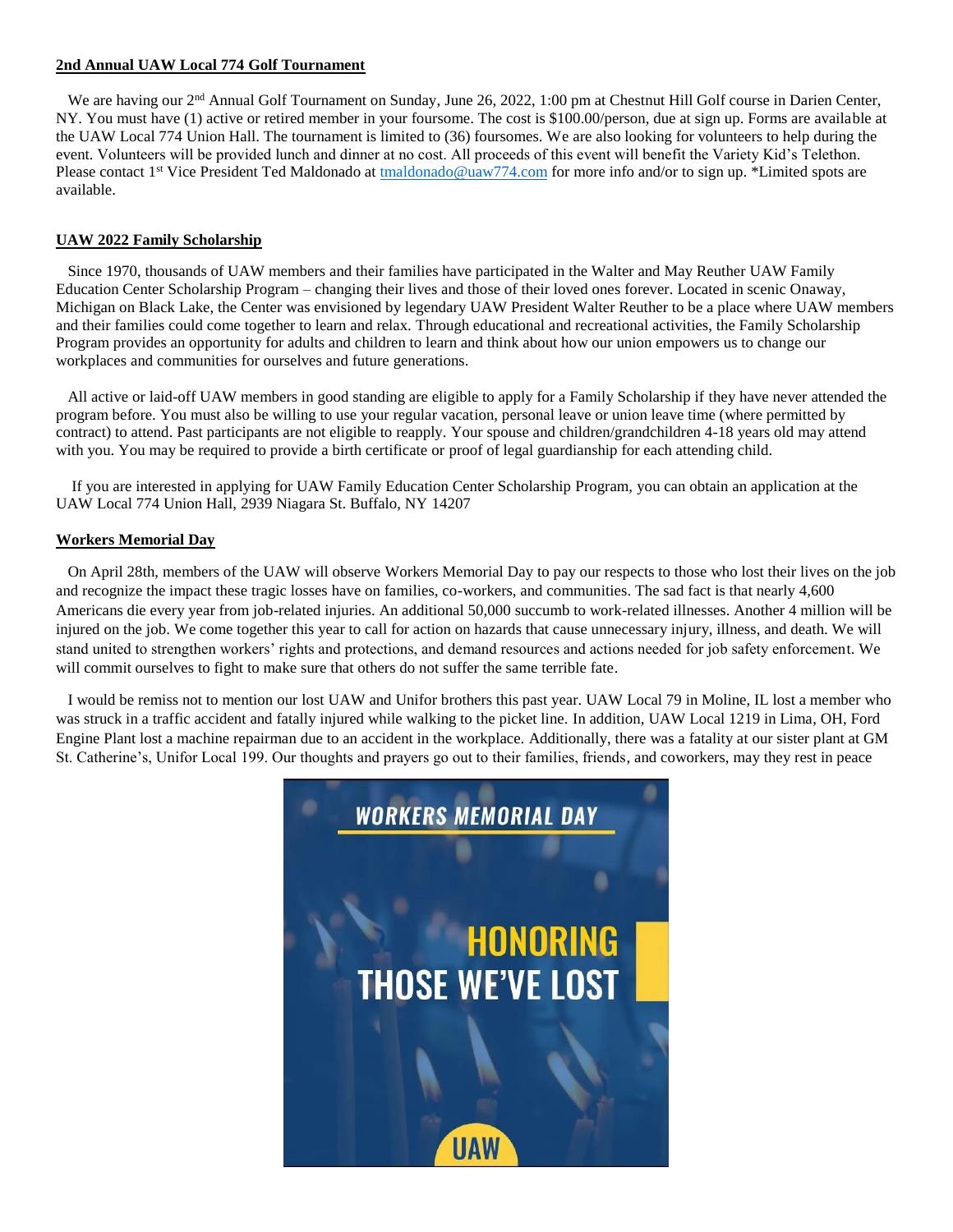## 2nd Annual UAW Local 774 Golf Tournament

We are having our 2nd Annual Golf Tournament on Sunday, June 26, 2022, 1:00 pm at Chestnut Hill Golf course in Darien Center, NY. You must have (1) active or retired member in your foursome. The cost is $100.00/person, due at sign up. Forms are available at the UAW Local 774 Union Hall. The tournament is limited to (36) foursomes. We are also looking for volunteers to help during the event. Volunteers will be provided lunch and dinner at no cost. All proceeds of this event will benefit the Variety Kid's Telethon. Please contact 1st Vice President Ted Maldonado at tmaldonado@uaw774.com for more info and/or to sign up. *Limited spots are available.

## UAW 2022 Family Scholarship

Since 1970, thousands of UAW members and their families have participated in the Walter and May Reuther UAW Family Education Center Scholarship Program – changing their lives and those of their loved ones forever. Located in scenic Onaway, Michigan on Black Lake, the Center was envisioned by legendary UAW President Walter Reuther to be a place where UAW members and their families could come together to learn and relax. Through educational and recreational activities, the Family Scholarship Program provides an opportunity for adults and children to learn and think about how our union empowers us to change our workplaces and communities for ourselves and future generations.

All active or laid-off UAW members in good standing are eligible to apply for a Family Scholarship if they have never attended the program before. You must also be willing to use your regular vacation, personal leave or union leave time (where permitted by contract) to attend. Past participants are not eligible to reapply. Your spouse and children/grandchildren 4-18 years old may attend with you. You may be required to provide a birth certificate or proof of legal guardianship for each attending child.

If you are interested in applying for UAW Family Education Center Scholarship Program, you can obtain an application at the UAW Local 774 Union Hall, 2939 Niagara St. Buffalo, NY 14207

## Workers Memorial Day

On April 28th, members of the UAW will observe Workers Memorial Day to pay our respects to those who lost their lives on the job and recognize the impact these tragic losses have on families, co-workers, and communities. The sad fact is that nearly 4,600 Americans die every year from job-related injuries. An additional 50,000 succumb to work-related illnesses. Another 4 million will be injured on the job. We come together this year to call for action on hazards that cause unnecessary injury, illness, and death. We will stand united to strengthen workers' rights and protections, and demand resources and actions needed for job safety enforcement. We will commit ourselves to fight to make sure that others do not suffer the same terrible fate.

I would be remiss not to mention our lost UAW and Unifor brothers this past year. UAW Local 79 in Moline, IL lost a member who was struck in a traffic accident and fatally injured while walking to the picket line. In addition, UAW Local 1219 in Lima, OH, Ford Engine Plant lost a machine repairman due to an accident in the workplace. Additionally, there was a fatality at our sister plant at GM St. Catherine's, Unifor Local 199. Our thoughts and prayers go out to their families, friends, and coworkers, may they rest in peace

WORKERS MEMORIAL DAY

HONORING THOSE WE'VE LOST

UAW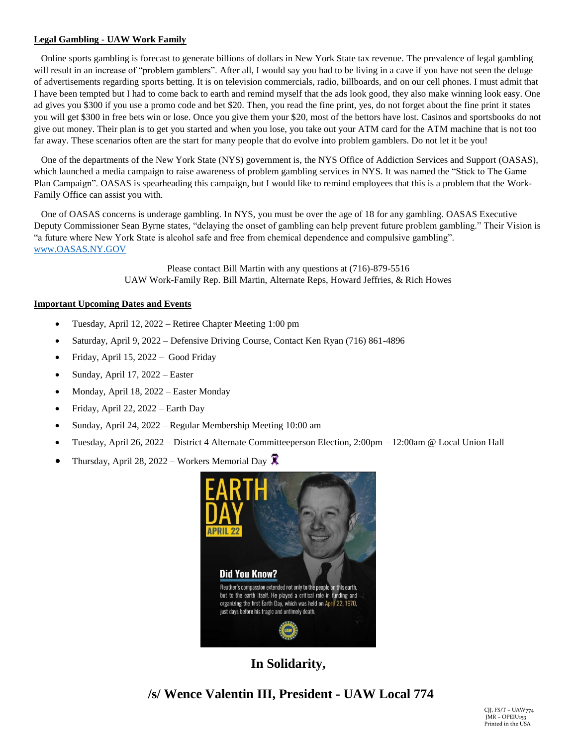**Legal Gambling - UAW Work Family**

Online sports gambling is forecast to generate billions of dollars in New York State tax revenue. The prevalence of legal gambling will result in an increase of "problem gamblers". After all, I would say you had to be living in a cave if you have not seen the deluge of advertisements regarding sports betting. It is on television commercials, radio, billboards, and on our cell phones. I must admit that I have been tempted but I had to come back to earth and remind myself that the ads look good, they also make winning look easy. One ad gives you $300 if you use a promo code and bet $20. Then, you read the fine print, yes, do not forget about the fine print it states you will get $300 in free bets win or lose. Once you give them your $20, most of the bettors have lost. Casinos and sportsbooks do not give out money. Their plan is to get you started and when you lose, you take out your ATM card for the ATM machine that is not too far away. These scenarios often are the start for many people that do evolve into problem gamblers. Do not let it be you!

One of the departments of the New York State (NYS) government is, the NYS Office of Addiction Services and Support (OASAS), which launched a media campaign to raise awareness of problem gambling services in NYS. It was named the "Stick to The Game Plan Campaign". OASAS is spearheading this campaign, but I would like to remind employees that this is a problem that the Work-Family Office can assist you with.

One of OASAS concerns is underage gambling. In NYS, you must be over the age of 18 for any gambling. OASAS Executive Deputy Commissioner Sean Byrne states, "delaying the onset of gambling can help prevent future problem gambling." Their Vision is "a future where New York State is alcohol safe and free from chemical dependence and compulsive gambling". www.OASAS.NY.GOV

Please contact Bill Martin with any questions at (716)-879-5516
UAW Work-Family Rep. Bill Martin, Alternate Reps, Howard Jeffries, & Rich Howes

**Important Upcoming Dates and Events**

- Tuesday, April 12, 2022 – Retiree Chapter Meeting 1:00 pm
- Saturday, April 9, 2022 – Defensive Driving Course, Contact Ken Ryan (716) 861-4896
- Friday, April 15, 2022 – Good Friday
- Sunday, April 17, 2022 – Easter
- Monday, April 18, 2022 – Easter Monday
- Friday, April 22, 2022 – Earth Day
- Sunday, April 24, 2022 – Regular Membership Meeting 10:00 am
- Tuesday, April 26, 2022 – District 4 Alternate Committeeperson Election, 2:00pm – 12:00am @ Local Union Hall
- Thursday, April 28, 2022 – Workers Memorial Day

EARTH DAY
APRIL 22

Did You Know?

Reuther's compassion extended not only to the people on this earth, but to the earth itself. He played a critical role in funding and organizing the first Earth Day, which was held on April 22, 1970, just days before his tragic and untimely death.

## In Solidarity,

## /s/ Wence Valentin III, President - UAW Local 774

CJJ, FS/T – UAW774
JMR – OPEIU153
Printed in the USA